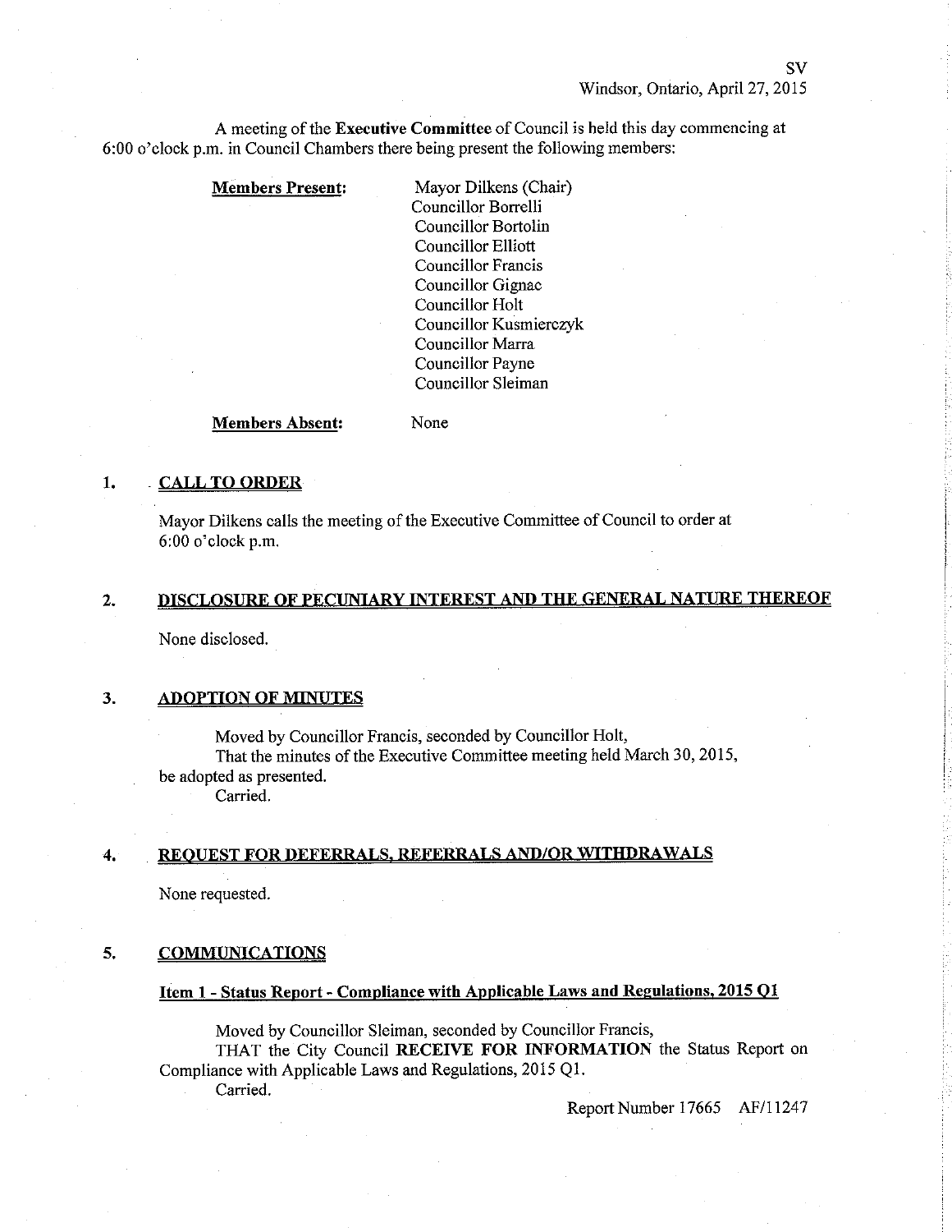SV
Windsor, Ontario, April 27, 2015

A meeting of the **Executive Committee** of Council is held this day commencing at 6:00 o'clock p.m. in Council Chambers there being present the following members:

**Members Present:**

Mayor Dilkens (Chair)
Councillor Borrelli
Councillor Bortolin
Councillor Elliott
Councillor Francis
Councillor Gignac
Councillor Holt
Councillor Kusmierczyk
Councillor Marra
Councillor Payne
Councillor Sleiman

**Members Absent:** None

## 1. CALL TO ORDER

Mayor Dilkens calls the meeting of the Executive Committee of Council to order at 6:00 o'clock p.m.

## 2. DISCLOSURE OF PECUNIARY INTEREST AND THE GENERAL NATURE THEREOF

None disclosed.

## 3. ADOPTION OF MINUTES

Moved by Councillor Francis, seconded by Councillor Holt,
That the minutes of the Executive Committee meeting held March 30, 2015, be adopted as presented.
Carried.

## 4. REQUEST FOR DEFERRALS, REFERRALS AND/OR WITHDRAWALS

None requested.

## 5. COMMUNICATIONS

### Item 1 - Status Report - Compliance with Applicable Laws and Regulations, 2015 Q1

Moved by Councillor Sleiman, seconded by Councillor Francis,
THAT the City Council **RECEIVE FOR INFORMATION** the Status Report on Compliance with Applicable Laws and Regulations, 2015 Q1.
Carried.

Report Number 17665 AF/11247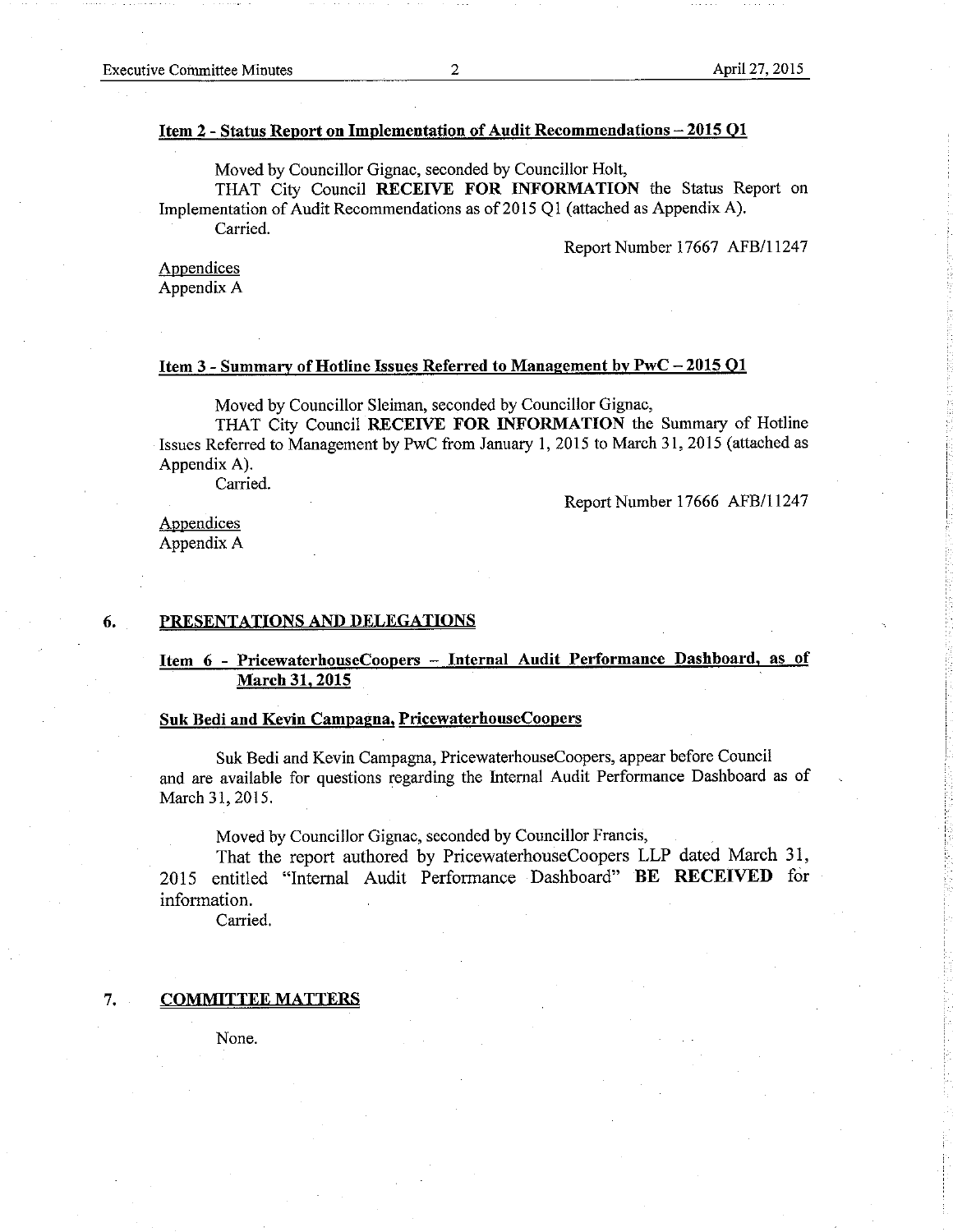**Item 2 - Status Report on Implementation of Audit Recommendations – 2015 Q1**

Moved by Councillor Gignac, seconded by Councillor Holt,

THAT City Council **RECEIVE FOR INFORMATION** the Status Report on Implementation of Audit Recommendations as of 2015 Q1 (attached as Appendix A).

Carried.

Report Number 17667 AFB/11247

Appendices
Appendix A

**Item 3 - Summary of Hotline Issues Referred to Management by PwC – 2015 Q1**

Moved by Councillor Sleiman, seconded by Councillor Gignac,

THAT City Council **RECEIVE FOR INFORMATION** the Summary of Hotline Issues Referred to Management by PwC from January 1, 2015 to March 31, 2015 (attached as Appendix A).

Carried.

Report Number 17666 AFB/11247

Appendices
Appendix A

## 6. PRESENTATIONS AND DELEGATIONS

**Item 6 - PricewaterhouseCoopers – Internal Audit Performance Dashboard, as of March 31, 2015**

**Suk Bedi and Kevin Campagna, PricewaterhouseCoopers**

Suk Bedi and Kevin Campagna, PricewaterhouseCoopers, appear before Council and are available for questions regarding the Internal Audit Performance Dashboard as of March 31, 2015.

Moved by Councillor Gignac, seconded by Councillor Francis,

That the report authored by PricewaterhouseCoopers LLP dated March 31, 2015 entitled "Internal Audit Performance Dashboard" **BE RECEIVED** for information.

Carried.

## 7. COMMITTEE MATTERS

None.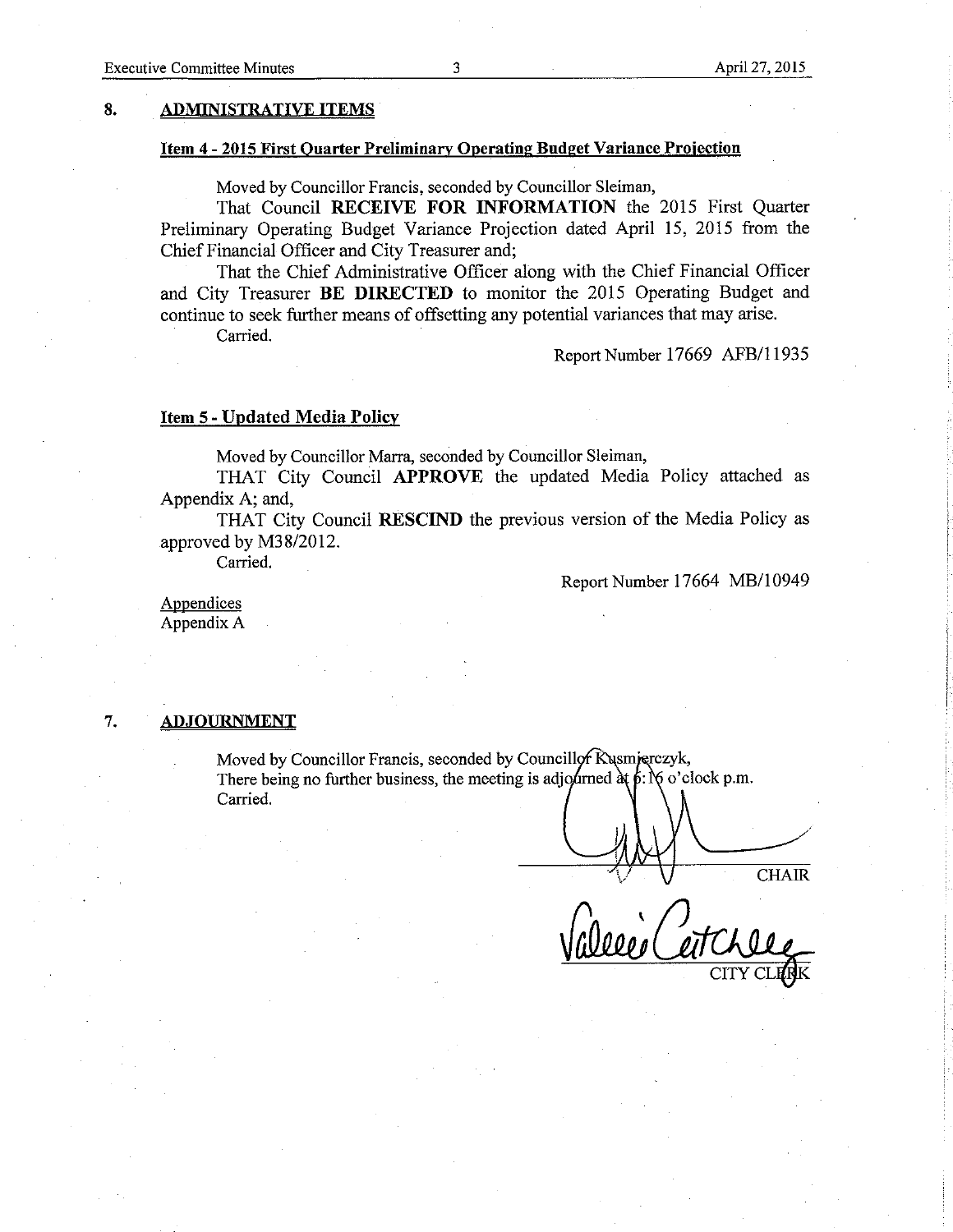## 8. ADMINISTRATIVE ITEMS

### Item 4 - 2015 First Quarter Preliminary Operating Budget Variance Projection

Moved by Councillor Francis, seconded by Councillor Sleiman,

That Council **RECEIVE FOR INFORMATION** the 2015 First Quarter Preliminary Operating Budget Variance Projection dated April 15, 2015 from the Chief Financial Officer and City Treasurer and;

That the Chief Administrative Officer along with the Chief Financial Officer and City Treasurer **BE DIRECTED** to monitor the 2015 Operating Budget and continue to seek further means of offsetting any potential variances that may arise.

Carried.

Report Number 17669 AFB/11935

### Item 5 - Updated Media Policy

Moved by Councillor Marra, seconded by Councillor Sleiman,

THAT City Council **APPROVE** the updated Media Policy attached as Appendix A; and,

THAT City Council **RESCIND** the previous version of the Media Policy as approved by M38/2012.

Carried.

Report Number 17664 MB/10949

Appendices
Appendix A

## 7. ADJOURNMENT

Moved by Councillor Francis, seconded by Councillor Kusmierczyk,
There being no further business, the meeting is adjourned at 6:16 o'clock p.m.
Carried.

CHAIR

CITY CLERK